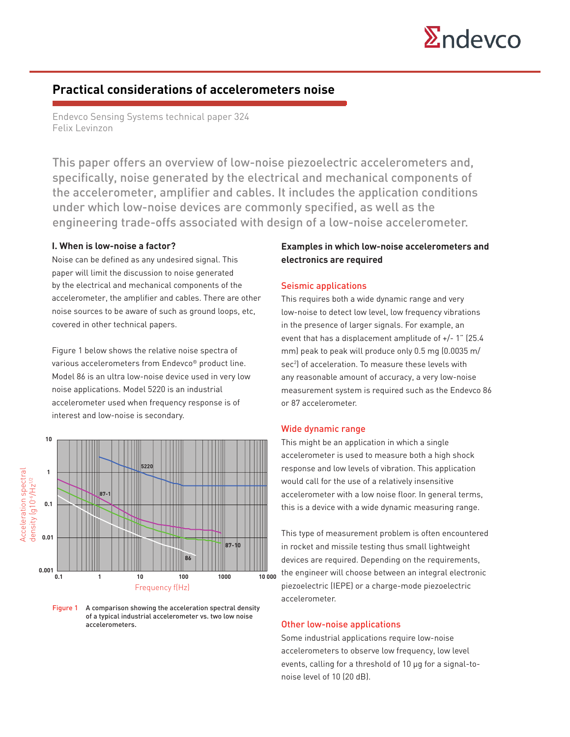# Practical considerations of accelerometers noise

Endevco Sensing Systems technical paper 324
Felix Levinzon

This paper offers an overview of low-noise piezoelectric accelerometers and, specifically, noise generated by the electrical and mechanical components of the accelerometer, amplifier and cables. It includes the application conditions under which low-noise devices are commonly specified, as well as the engineering trade-offs associated with design of a low-noise accelerometer.

## I. When is low-noise a factor?

Noise can be defined as any undesired signal. This paper will limit the discussion to noise generated by the electrical and mechanical components of the accelerometer, the amplifier and cables. There are other noise sources to be aware of such as ground loops, etc, covered in other technical papers.

Figure 1 below shows the relative noise spectra of various accelerometers from Endevco® product line. Model 86 is an ultra low-noise device used in very low noise applications. Model 5220 is an industrial accelerometer used when frequency response is of interest and low-noise is secondary.

Figure 1 A comparison showing the acceleration spectral density of a typical industrial accelerometer vs. two low noise accelerometers.

### Examples in which low-noise accelerometers and electronics are required

#### Seismic applications

This requires both a wide dynamic range and very low-noise to detect low level, low frequency vibrations in the presence of larger signals. For example, an event that has a displacement amplitude of +/- 1" (25.4 mm) peak to peak will produce only 0.5 mg (0.0035 m/sec$^2$) of acceleration. To measure these levels with any reasonable amount of accuracy, a very low-noise measurement system is required such as the Endevco 86 or 87 accelerometer.

#### Wide dynamic range

This might be an application in which a single accelerometer is used to measure both a high shock response and low levels of vibration. This application would call for the use of a relatively insensitive accelerometer with a low noise floor. In general terms, this is a device with a wide dynamic measuring range.

This type of measurement problem is often encountered in rocket and missile testing thus small lightweight devices are required. Depending on the requirements, the engineer will choose between an integral electronic piezoelectric (IEPE) or a charge-mode piezoelectric accelerometer.

#### Other low-noise applications

Some industrial applications require low-noise accelerometers to observe low frequency, low level events, calling for a threshold of 10 µg for a signal-to-noise level of 10 (20 dB).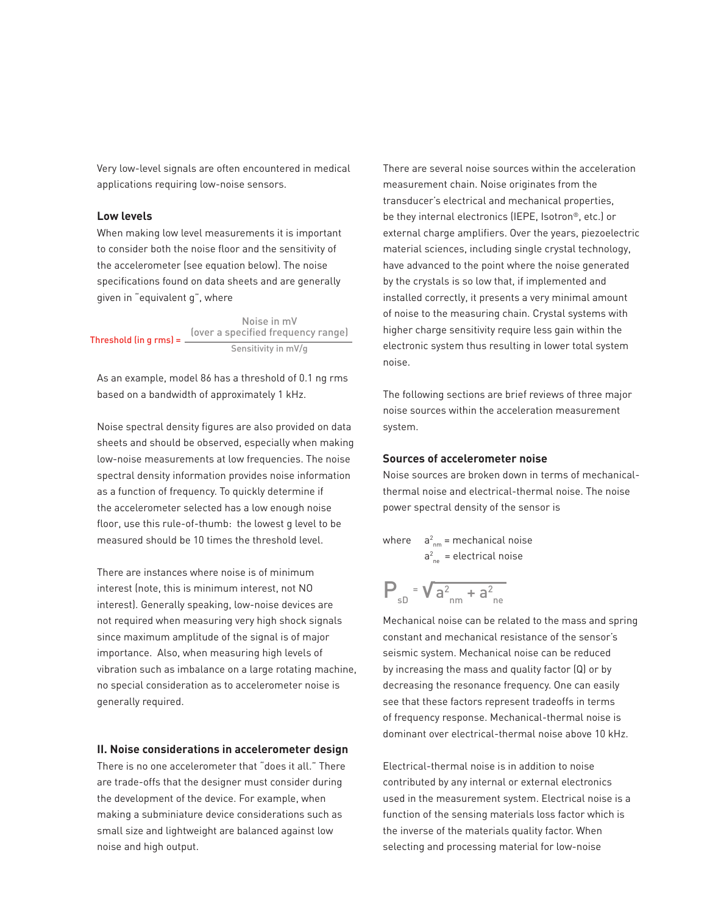Very low-level signals are often encountered in medical applications requiring low-noise sensors.

### Low levels

When making low level measurements it is important to consider both the noise floor and the sensitivity of the accelerometer (see equation below). The noise specifications found on data sheets and are generally given in "equivalent g", where

$$\text{Threshold (in g rms)} = \frac{\text{Noise in mV (over a specified frequency range)}}{\text{Sensitivity in mV/g}}$$

As an example, model 86 has a threshold of 0.1 ng rms based on a bandwidth of approximately 1 kHz.

Noise spectral density figures are also provided on data sheets and should be observed, especially when making low-noise measurements at low frequencies. The noise spectral density information provides noise information as a function of frequency. To quickly determine if the accelerometer selected has a low enough noise floor, use this rule-of-thumb: the lowest g level to be measured should be 10 times the threshold level.

There are instances where noise is of minimum interest (note, this is minimum interest, not NO interest). Generally speaking, low-noise devices are not required when measuring very high shock signals since maximum amplitude of the signal is of major importance. Also, when measuring high levels of vibration such as imbalance on a large rotating machine, no special consideration as to accelerometer noise is generally required.

## II. Noise considerations in accelerometer design

There is no one accelerometer that "does it all." There are trade-offs that the designer must consider during the development of the device. For example, when making a subminiature device considerations such as small size and lightweight are balanced against low noise and high output.

There are several noise sources within the acceleration measurement chain. Noise originates from the transducer's electrical and mechanical properties, be they internal electronics (IEPE, Isotron®, etc.) or external charge amplifiers. Over the years, piezoelectric material sciences, including single crystal technology, have advanced to the point where the noise generated by the crystals is so low that, if implemented and installed correctly, it presents a very minimal amount of noise to the measuring chain. Crystal systems with higher charge sensitivity require less gain within the electronic system thus resulting in lower total system noise.

The following sections are brief reviews of three major noise sources within the acceleration measurement system.

### Sources of accelerometer noise

Noise sources are broken down in terms of mechanical-thermal noise and electrical-thermal noise. The noise power spectral density of the sensor is

where $a^2_{nm}$ = mechanical noise
$a^2_{ne}$ = electrical noise

$$P_{sD} = \sqrt{a^2_{nm} + a^2_{ne}}$$

Mechanical noise can be related to the mass and spring constant and mechanical resistance of the sensor's seismic system. Mechanical noise can be reduced by increasing the mass and quality factor (Q) or by decreasing the resonance frequency. One can easily see that these factors represent tradeoffs in terms of frequency response. Mechanical-thermal noise is dominant over electrical-thermal noise above 10 kHz.

Electrical-thermal noise is in addition to noise contributed by any internal or external electronics used in the measurement system. Electrical noise is a function of the sensing materials loss factor which is the inverse of the materials quality factor. When selecting and processing material for low-noise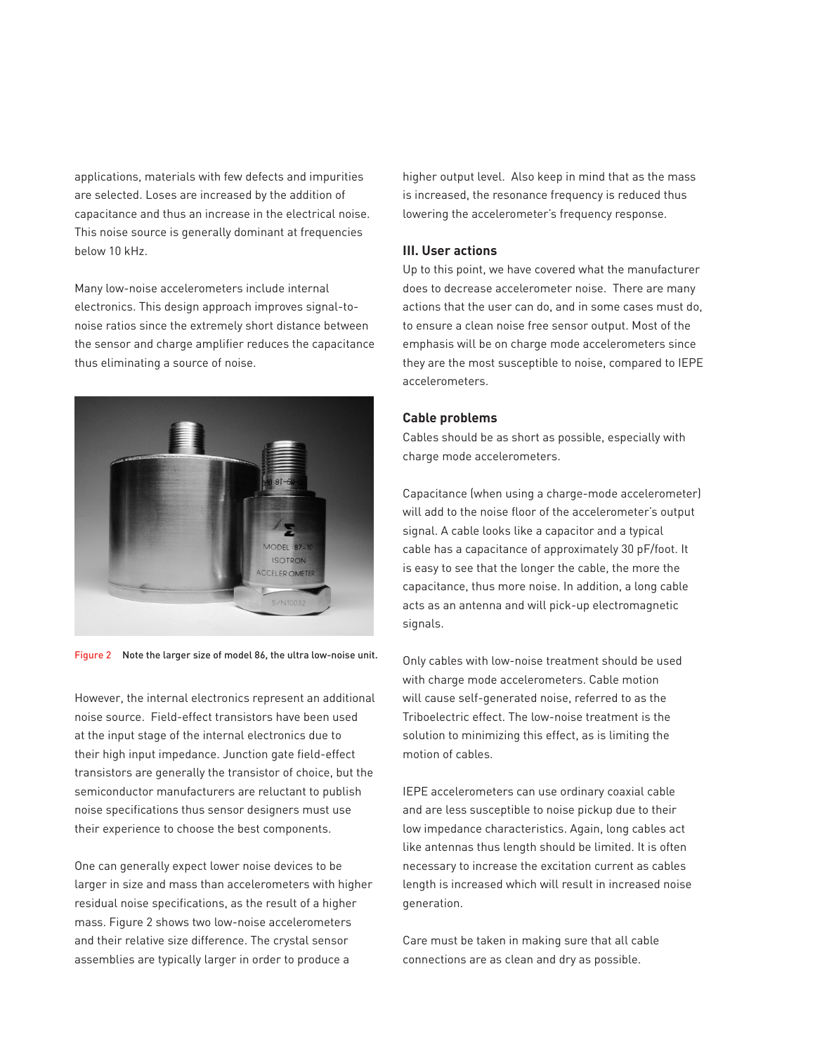applications, materials with few defects and impurities are selected. Loses are increased by the addition of capacitance and thus an increase in the electrical noise. This noise source is generally dominant at frequencies below 10 kHz.

Many low-noise accelerometers include internal electronics. This design approach improves signal-to-noise ratios since the extremely short distance between the sensor and charge amplifier reduces the capacitance thus eliminating a source of noise.

Figure 2 Note the larger size of model 86, the ultra low-noise unit.

However, the internal electronics represent an additional noise source. Field-effect transistors have been used at the input stage of the internal electronics due to their high input impedance. Junction gate field-effect transistors are generally the transistor of choice, but the semiconductor manufacturers are reluctant to publish noise specifications thus sensor designers must use their experience to choose the best components.

One can generally expect lower noise devices to be larger in size and mass than accelerometers with higher residual noise specifications, as the result of a higher mass. Figure 2 shows two low-noise accelerometers and their relative size difference. The crystal sensor assemblies are typically larger in order to produce a higher output level. Also keep in mind that as the mass is increased, the resonance frequency is reduced thus lowering the accelerometer's frequency response.

### III. User actions

Up to this point, we have covered what the manufacturer does to decrease accelerometer noise. There are many actions that the user can do, and in some cases must do, to ensure a clean noise free sensor output. Most of the emphasis will be on charge mode accelerometers since they are the most susceptible to noise, compared to IEPE accelerometers.

#### Cable problems

Cables should be as short as possible, especially with charge mode accelerometers.

Capacitance (when using a charge-mode accelerometer) will add to the noise floor of the accelerometer's output signal. A cable looks like a capacitor and a typical cable has a capacitance of approximately 30 pF/foot. It is easy to see that the longer the cable, the more the capacitance, thus more noise. In addition, a long cable acts as an antenna and will pick-up electromagnetic signals.

Only cables with low-noise treatment should be used with charge mode accelerometers. Cable motion will cause self-generated noise, referred to as the Triboelectric effect. The low-noise treatment is the solution to minimizing this effect, as is limiting the motion of cables.

IEPE accelerometers can use ordinary coaxial cable and are less susceptible to noise pickup due to their low impedance characteristics. Again, long cables act like antennas thus length should be limited. It is often necessary to increase the excitation current as cables length is increased which will result in increased noise generation.

Care must be taken in making sure that all cable connections are as clean and dry as possible.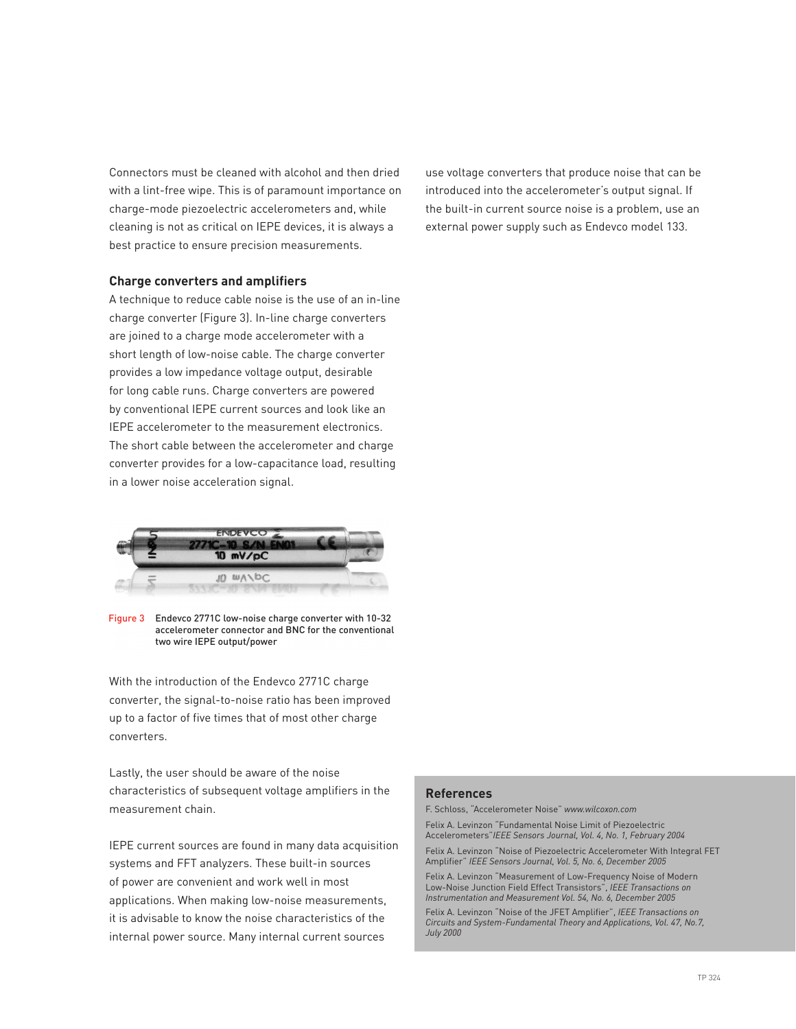Connectors must be cleaned with alcohol and then dried with a lint-free wipe. This is of paramount importance on charge-mode piezoelectric accelerometers and, while cleaning is not as critical on IEPE devices, it is always a best practice to ensure precision measurements.

### Charge converters and amplifiers

A technique to reduce cable noise is the use of an in-line charge converter (Figure 3). In-line charge converters are joined to a charge mode accelerometer with a short length of low-noise cable. The charge converter provides a low impedance voltage output, desirable for long cable runs. Charge converters are powered by conventional IEPE current sources and look like an IEPE accelerometer to the measurement electronics. The short cable between the accelerometer and charge converter provides for a low-capacitance load, resulting in a lower noise acceleration signal.

Figure 3 Endevco 2771C low-noise charge converter with 10-32 accelerometer connector and BNC for the conventional two wire IEPE output/power

With the introduction of the Endevco 2771C charge converter, the signal-to-noise ratio has been improved up to a factor of five times that of most other charge converters.

Lastly, the user should be aware of the noise characteristics of subsequent voltage amplifiers in the measurement chain.

IEPE current sources are found in many data acquisition systems and FFT analyzers. These built-in sources of power are convenient and work well in most applications. When making low-noise measurements, it is advisable to know the noise characteristics of the internal power source. Many internal current sources use voltage converters that produce noise that can be introduced into the accelerometer's output signal. If the built-in current source noise is a problem, use an external power supply such as Endevco model 133.

### References

F. Schloss, "Accelerometer Noise" *www.wilcoxon.com*

Felix A. Levinzon "Fundamental Noise Limit of Piezoelectric Accelerometers" *IEEE Sensors Journal, Vol. 4, No. 1, February 2004*

Felix A. Levinzon "Noise of Piezoelectric Accelerometer With Integral FET Amplifier" *IEEE Sensors Journal, Vol. 5, No. 6, December 2005*

Felix A. Levinzon "Measurement of Low-Frequency Noise of Modern Low-Noise Junction Field Effect Transistors", *IEEE Transactions on Instrumentation and Measurement Vol. 54, No. 6, December 2005*

Felix A. Levinzon "Noise of the JFET Amplifier", *IEEE Transactions on Circuits and System-Fundamental Theory and Applications, Vol. 47, No.7, July 2000*